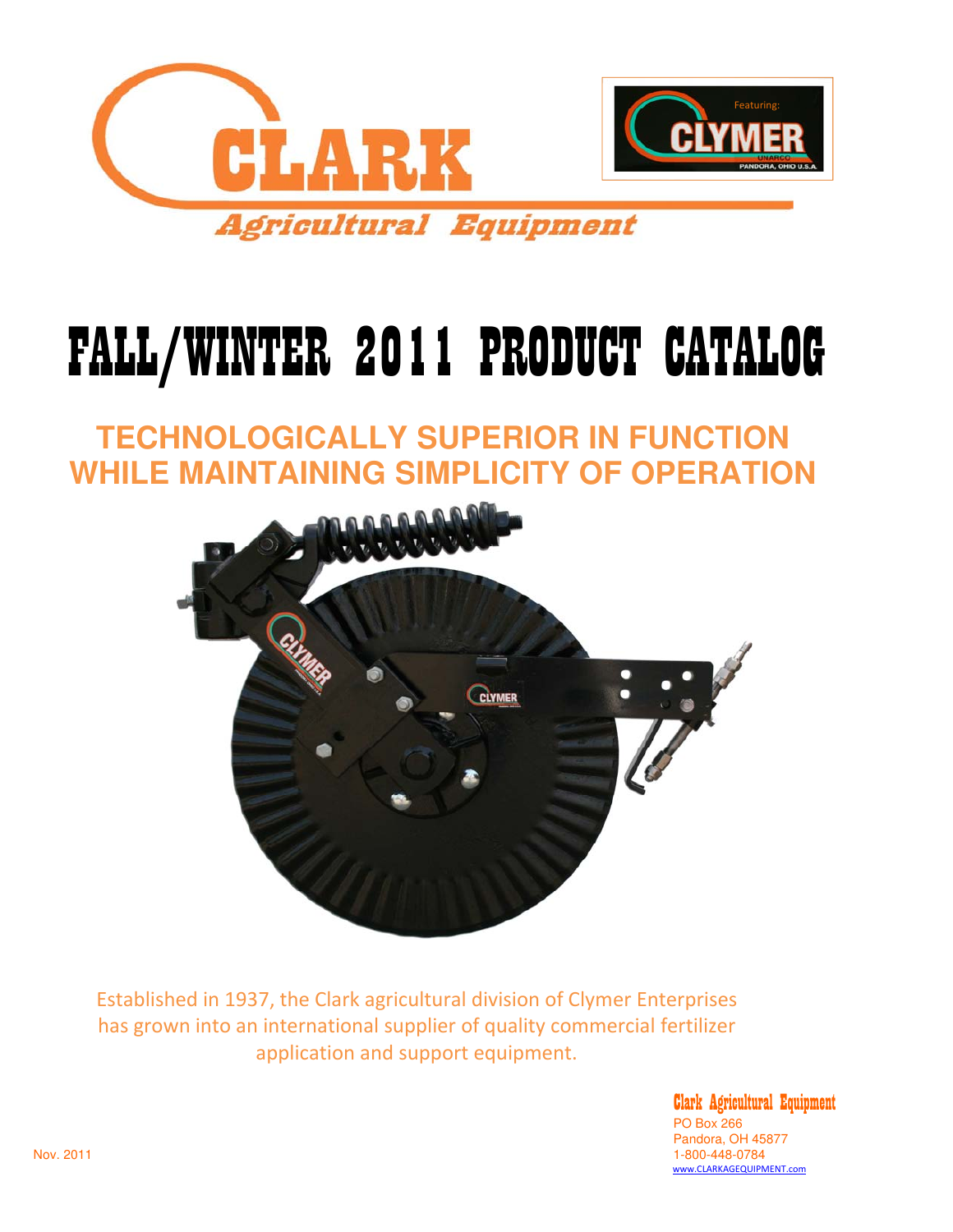# CLARK

Agricultural Equipment

Featuring: CLYMER UNARCO PANDORA, OHIO U.S.A.

# FALL/WINTER 2011 PRODUCT CATALOG

## TECHNOLOGICALLY SUPERIOR IN FUNCTION WHILE MAINTAINING SIMPLICITY OF OPERATION

Established in 1937, the Clark agricultural division of Clymer Enterprises has grown into an international supplier of quality commercial fertilizer application and support equipment.

**Clark Agricultural Equipment**
PO Box 266
Pandora, OH 45877
1-800-448-0784
www.CLARKAGEQUIPMENT.com

Nov. 2011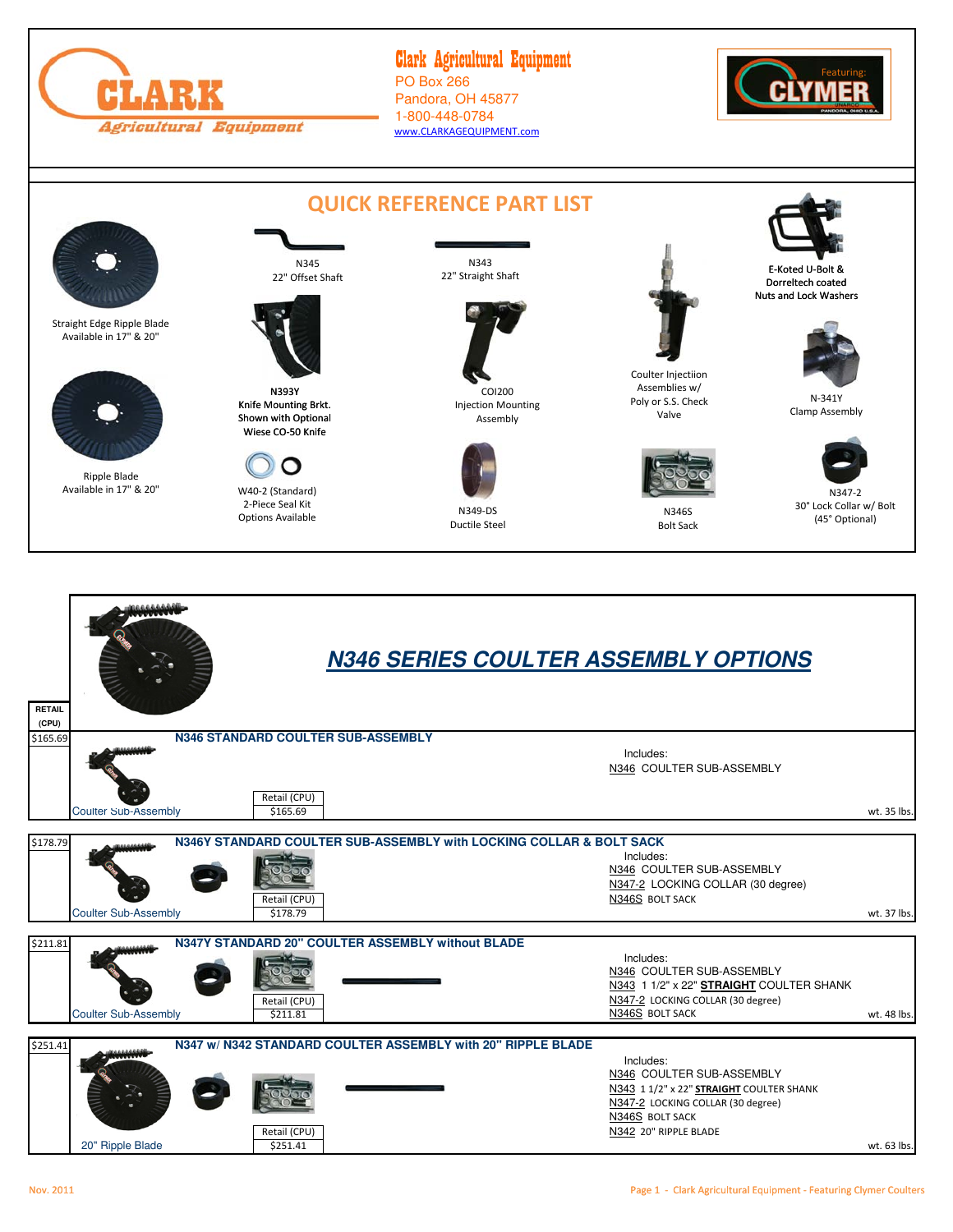# Clark Agricultural Equipment

PO Box 266
Pandora, OH 45877
1-800-448-0784
www.CLARKAGEQUIPMENT.com

Featuring: CLYMER

## QUICK REFERENCE PART LIST

Straight Edge Ripple Blade
Available in 17" & 20"

Ripple Blade
Available in 17" & 20"

N345
22" Offset Shaft

N393Y
Knife Mounting Brkt.
Shown with Optional
Wiese CO-50 Knife

W40-2 (Standard)
2-Piece Seal Kit
Options Available

N343
22" Straight Shaft

COI200
Injection Mounting
Assembly

N349-DS
Ductile Steel

Coulter Injectiion
Assemblies w/
Poly or S.S. Check
Valve

N346S
Bolt Sack

E-Koted U-Bolt &
Dorreltech coated
Nuts and Lock Washers

N-341Y
Clamp Assembly

N347-2
30° Lock Collar w/ Bolt
(45° Optional)

## *N346 SERIES COULTER ASSEMBLY OPTIONS*

RETAIL (CPU)

### $165.69 — N346 STANDARD COULTER SUB-ASSEMBLY

Coulter Sub-Assembly — Retail (CPU) $165.69

Includes:
N346 COULTER SUB-ASSEMBLY

wt. 35 lbs.

### $178.79 — N346Y STANDARD COULTER SUB-ASSEMBLY with LOCKING COLLAR & BOLT SACK

Coulter Sub-Assembly — Retail (CPU) $178.79

Includes:
N346 COULTER SUB-ASSEMBLY
N347-2 LOCKING COLLAR (30 degree)
N346S BOLT SACK

wt. 37 lbs.

### $211.81 — N347Y STANDARD 20" COULTER ASSEMBLY without BLADE

Coulter Sub-Assembly — Retail (CPU) $211.81

Includes:
N346 COULTER SUB-ASSEMBLY
N343 1 1/2" x 22" **STRAIGHT** COULTER SHANK
N347-2 LOCKING COLLAR (30 degree)
N346S BOLT SACK

wt. 48 lbs.

### $251.41 — N347 w/ N342 STANDARD COULTER ASSEMBLY with 20" RIPPLE BLADE

20" Ripple Blade — Retail (CPU) $251.41

Includes:
N346 COULTER SUB-ASSEMBLY
N343 1 1/2" x 22" **STRAIGHT** COULTER SHANK
N347-2 LOCKING COLLAR (30 degree)
N346S BOLT SACK
N342 20" RIPPLE BLADE

wt. 63 lbs.

Nov. 2011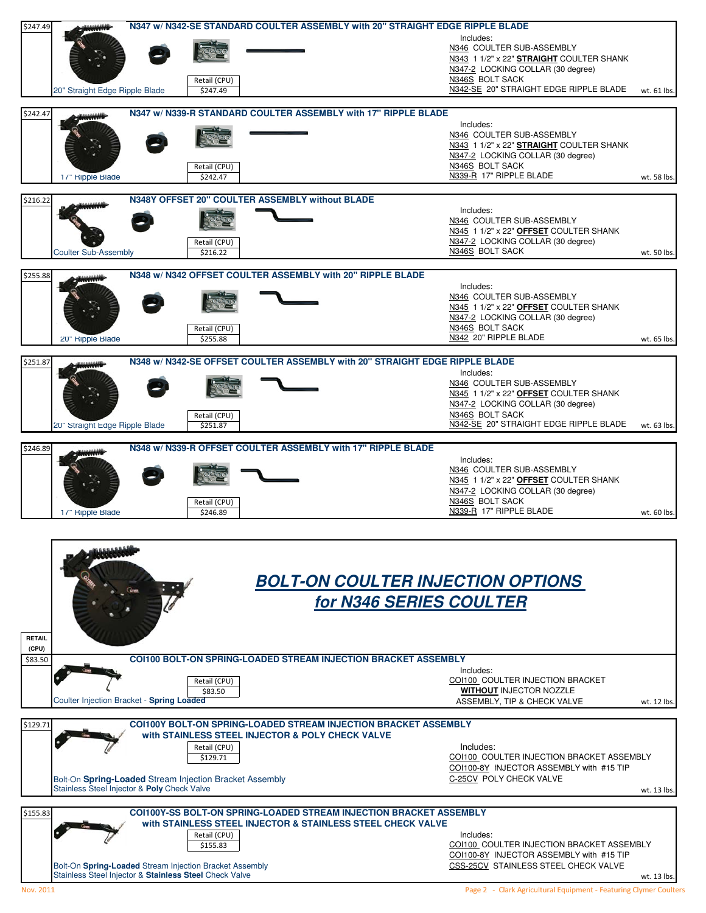## N347 w/ N342-SE STANDARD COULTER ASSEMBLY with 20" STRAIGHT EDGE RIPPLE BLADE

$247.49

20" Straight Edge Ripple Blade

Retail (CPU) $247.49

Includes:
- N346 COULTER SUB-ASSEMBLY
- N343 1 1/2" x 22" **STRAIGHT** COULTER SHANK
- N347-2 LOCKING COLLAR (30 degree)
- N346S BOLT SACK
- N342-SE 20" STRAIGHT EDGE RIPPLE BLADE

wt. 61 lbs.

## N347 w/ N339-R STANDARD COULTER ASSEMBLY with 17" RIPPLE BLADE

$242.47

17" Ripple Blade

Retail (CPU) $242.47

Includes:
- N346 COULTER SUB-ASSEMBLY
- N343 1 1/2" x 22" **STRAIGHT** COULTER SHANK
- N347-2 LOCKING COLLAR (30 degree)
- N346S BOLT SACK
- N339-R 17" RIPPLE BLADE

wt. 58 lbs.

## N348Y OFFSET 20" COULTER ASSEMBLY without BLADE

$216.22

Coulter Sub-Assembly

Retail (CPU) $216.22

Includes:
- N346 COULTER SUB-ASSEMBLY
- N345 1 1/2" x 22" **OFFSET** COULTER SHANK
- N347-2 LOCKING COLLAR (30 degree)
- N346S BOLT SACK

wt. 50 lbs.

## N348 w/ N342 OFFSET COULTER ASSEMBLY with 20" RIPPLE BLADE

$255.88

20" Ripple Blade

Retail (CPU) $255.88

Includes:
- N346 COULTER SUB-ASSEMBLY
- N345 1 1/2" x 22" **OFFSET** COULTER SHANK
- N347-2 LOCKING COLLAR (30 degree)
- N346S BOLT SACK
- N342 20" RIPPLE BLADE

wt. 65 lbs.

## N348 w/ N342-SE OFFSET COULTER ASSEMBLY with 20" STRAIGHT EDGE RIPPLE BLADE

$251.87

20" Straight Edge Ripple Blade

Retail (CPU) $251.87

Includes:
- N346 COULTER SUB-ASSEMBLY
- N345 1 1/2" x 22" **OFFSET** COULTER SHANK
- N347-2 LOCKING COLLAR (30 degree)
- N346S BOLT SACK
- N342-SE 20" STRAIGHT EDGE RIPPLE BLADE

wt. 63 lbs.

## N348 w/ N339-R OFFSET COULTER ASSEMBLY with 17" RIPPLE BLADE

$246.89

17" Ripple Blade

Retail (CPU) $246.89

Includes:
- N346 COULTER SUB-ASSEMBLY
- N345 1 1/2" x 22" **OFFSET** COULTER SHANK
- N347-2 LOCKING COLLAR (30 degree)
- N346S BOLT SACK
- N339-R 17" RIPPLE BLADE

wt. 60 lbs.

# *BOLT-ON COULTER INJECTION OPTIONS for N346 SERIES COULTER*

RETAIL (CPU)

## COI100 BOLT-ON SPRING-LOADED STREAM INJECTION BRACKET ASSEMBLY

$83.50

Coulter Injection Bracket - **Spring Loaded**

Retail (CPU) $83.50

Includes:
- COI100 COULTER INJECTION BRACKET **WITHOUT** INJECTOR NOZZLE ASSEMBLY, TIP & CHECK VALVE

wt. 12 lbs.

## COI100Y BOLT-ON SPRING-LOADED STREAM INJECTION BRACKET ASSEMBLY with STAINLESS STEEL INJECTOR & POLY CHECK VALVE

$129.71

Bolt-On **Spring-Loaded** Stream Injection Bracket Assembly
Stainless Steel Injector & **Poly** Check Valve

Retail (CPU) $129.71

Includes:
- COI100 COULTER INJECTION BRACKET ASSEMBLY
- COI100-8Y INJECTOR ASSEMBLY with #15 TIP
- C-25CV POLY CHECK VALVE

wt. 13 lbs.

## COI100Y-SS BOLT-ON SPRING-LOADED STREAM INJECTION BRACKET ASSEMBLY with STAINLESS STEEL INJECTOR & STAINLESS STEEL CHECK VALVE

$155.83

Bolt-On **Spring-Loaded** Stream Injection Bracket Assembly
Stainless Steel Injector & **Stainless Steel** Check Valve

Retail (CPU) $155.83

Includes:
- COI100 COULTER INJECTION BRACKET ASSEMBLY
- COI100-8Y INJECTOR ASSEMBLY with #15 TIP
- CSS-25CV STAINLESS STEEL CHECK VALVE

wt. 13 lbs.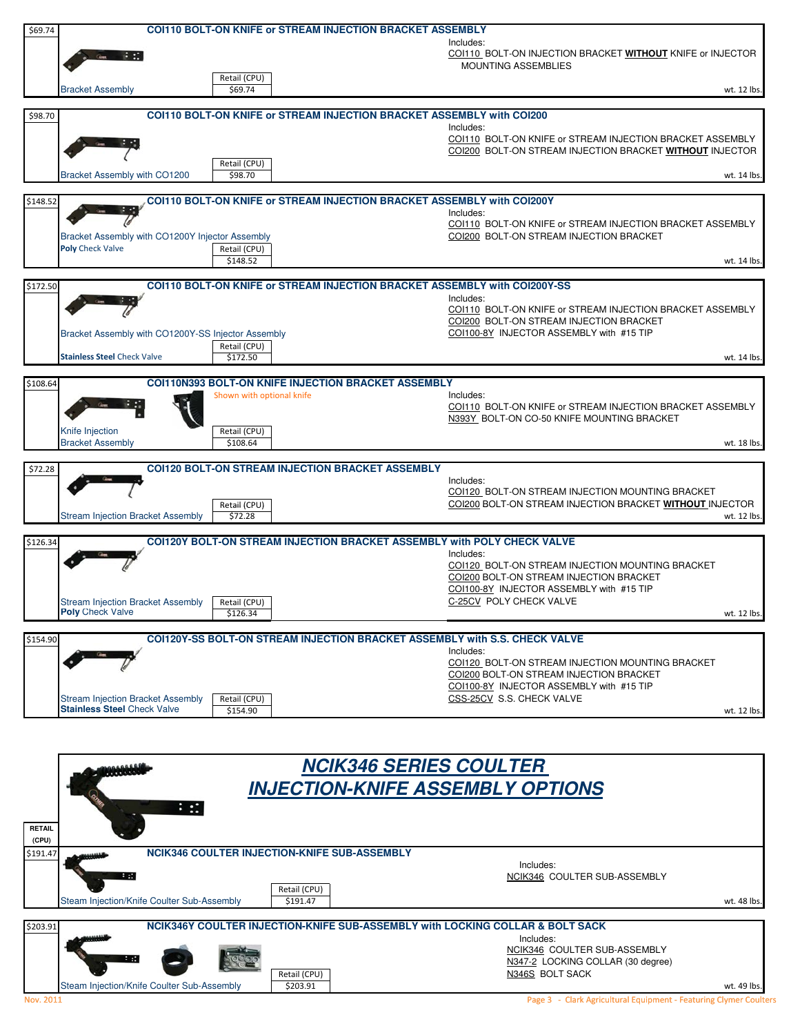## COI110 BOLT-ON KNIFE or STREAM INJECTION BRACKET ASSEMBLY

**$69.74**

Bracket Assembly

Retail (CPU) $69.74

Includes:
COI110 BOLT-ON INJECTION BRACKET **WITHOUT** KNIFE or INJECTOR MOUNTING ASSEMBLIES

wt. 12 lbs.

## COI110 BOLT-ON KNIFE or STREAM INJECTION BRACKET ASSEMBLY with COI200

**$98.70**

Bracket Assembly with CO1200

Retail (CPU) $98.70

Includes:
COI110 BOLT-ON KNIFE or STREAM INJECTION BRACKET ASSEMBLY
COI200 BOLT-ON STREAM INJECTION BRACKET **WITHOUT** INJECTOR

wt. 14 lbs.

## COI110 BOLT-ON KNIFE or STREAM INJECTION BRACKET ASSEMBLY with COI200Y

**$148.52**

Bracket Assembly with CO1200Y Injector Assembly
**Poly** Check Valve

Retail (CPU) $148.52

Includes:
COI110 BOLT-ON KNIFE or STREAM INJECTION BRACKET ASSEMBLY
COI200 BOLT-ON STREAM INJECTION BRACKET

wt. 14 lbs.

## COI110 BOLT-ON KNIFE or STREAM INJECTION BRACKET ASSEMBLY with COI200Y-SS

**$172.50**

Bracket Assembly with CO1200Y-SS Injector Assembly
**Stainless Steel** Check Valve

Retail (CPU) $172.50

Includes:
COI110 BOLT-ON KNIFE or STREAM INJECTION BRACKET ASSEMBLY
COI200 BOLT-ON STREAM INJECTION BRACKET
COI100-8Y INJECTOR ASSEMBLY with #15 TIP

wt. 14 lbs.

## COI110N393 BOLT-ON KNIFE INJECTION BRACKET ASSEMBLY

**$108.64**

Shown with optional knife

Knife Injection Bracket Assembly

Retail (CPU) $108.64

Includes:
COI110 BOLT-ON KNIFE or STREAM INJECTION BRACKET ASSEMBLY
N393Y BOLT-ON CO-50 KNIFE MOUNTING BRACKET

wt. 18 lbs.

## COI120 BOLT-ON STREAM INJECTION BRACKET ASSEMBLY

**$72.28**

Stream Injection Bracket Assembly

Retail (CPU) $72.28

Includes:
COI120 BOLT-ON STREAM INJECTION MOUNTING BRACKET
COI200 BOLT-ON STREAM INJECTION BRACKET **WITHOUT** INJECTOR

wt. 12 lbs.

## COI120Y BOLT-ON STREAM INJECTION BRACKET ASSEMBLY with POLY CHECK VALVE

**$126.34**

Stream Injection Bracket Assembly
**Poly** Check Valve

Retail (CPU) $126.34

Includes:
COI120 BOLT-ON STREAM INJECTION MOUNTING BRACKET
COI200 BOLT-ON STREAM INJECTION BRACKET
COI100-8Y INJECTOR ASSEMBLY with #15 TIP
C-25CV POLY CHECK VALVE

wt. 12 lbs.

## COI120Y-SS BOLT-ON STREAM INJECTION BRACKET ASSEMBLY with S.S. CHECK VALVE

**$154.90**

Stream Injection Bracket Assembly
**Stainless Steel** Check Valve

Retail (CPU) $154.90

Includes:
COI120 BOLT-ON STREAM INJECTION MOUNTING BRACKET
COI200 BOLT-ON STREAM INJECTION BRACKET
COI100-8Y INJECTOR ASSEMBLY with #15 TIP
CSS-25CV S.S. CHECK VALVE

wt. 12 lbs.

# *NCIK346 SERIES COULTER INJECTION-KNIFE ASSEMBLY OPTIONS*

**RETAIL (CPU)**

## NCIK346 COULTER INJECTION-KNIFE SUB-ASSEMBLY

**$191.47**

Steam Injection/Knife Coulter Sub-Assembly

Retail (CPU) $191.47

Includes:
NCIK346 COULTER SUB-ASSEMBLY

wt. 48 lbs.

## NCIK346Y COULTER INJECTION-KNIFE SUB-ASSEMBLY with LOCKING COLLAR & BOLT SACK

**$203.91**

Steam Injection/Knife Coulter Sub-Assembly

Retail (CPU) $203.91

Includes:
NCIK346 COULTER SUB-ASSEMBLY
N347-2 LOCKING COLLAR (30 degree)
N346S BOLT SACK

wt. 49 lbs.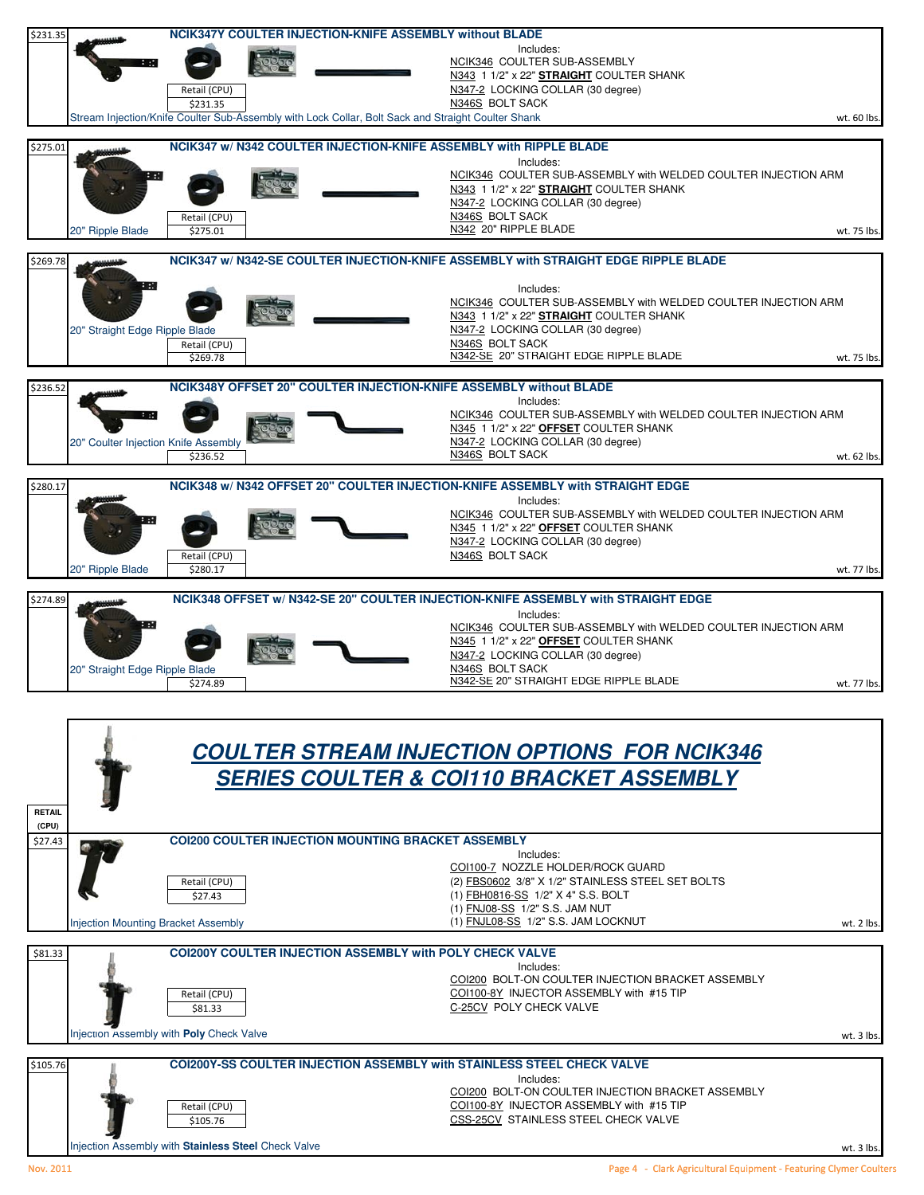| $231.35 | **NCIK347Y COULTER INJECTION-KNIFE ASSEMBLY without BLADE** |
|---|---|

Retail (CPU) $231.35

Includes:
- NCIK346 COULTER SUB-ASSEMBLY
- N343 1 1/2" x 22" **STRAIGHT** COULTER SHANK
- N347-2 LOCKING COLLAR (30 degree)
- N346S BOLT SACK

Stream Injection/Knife Coulter Sub-Assembly with Lock Collar, Bolt Sack and Straight Coulter Shank

wt. 60 lbs.

---

| $275.01 | **NCIK347 w/ N342 COULTER INJECTION-KNIFE ASSEMBLY with RIPPLE BLADE** |
|---|---|

20" Ripple Blade — Retail (CPU) $275.01

Includes:
- NCIK346 COULTER SUB-ASSEMBLY with WELDED COULTER INJECTION ARM
- N343 1 1/2" x 22" **STRAIGHT** COULTER SHANK
- N347-2 LOCKING COLLAR (30 degree)
- N346S BOLT SACK
- N342 20" RIPPLE BLADE

wt. 75 lbs.

---

| $269.78 | **NCIK347 w/ N342-SE COULTER INJECTION-KNIFE ASSEMBLY with STRAIGHT EDGE RIPPLE BLADE** |
|---|---|

20" Straight Edge Ripple Blade — Retail (CPU) $269.78

Includes:
- NCIK346 COULTER SUB-ASSEMBLY with WELDED COULTER INJECTION ARM
- N343 1 1/2" x 22" **STRAIGHT** COULTER SHANK
- N347-2 LOCKING COLLAR (30 degree)
- N346S BOLT SACK
- N342-SE 20" STRAIGHT EDGE RIPPLE BLADE

wt. 75 lbs.

---

| $236.52 | **NCIK348Y OFFSET 20" COULTER INJECTION-KNIFE ASSEMBLY without BLADE** |
|---|---|

20" Coulter Injection Knife Assembly — $236.52

Includes:
- NCIK346 COULTER SUB-ASSEMBLY with WELDED COULTER INJECTION ARM
- N345 1 1/2" x 22" **OFFSET** COULTER SHANK
- N347-2 LOCKING COLLAR (30 degree)
- N346S BOLT SACK

wt. 62 lbs.

---

| $280.17 | **NCIK348 w/ N342 OFFSET 20" COULTER INJECTION-KNIFE ASSEMBLY with STRAIGHT EDGE** |
|---|---|

20" Ripple Blade — Retail (CPU) $280.17

Includes:
- NCIK346 COULTER SUB-ASSEMBLY with WELDED COULTER INJECTION ARM
- N345 1 1/2" x 22" **OFFSET** COULTER SHANK
- N347-2 LOCKING COLLAR (30 degree)
- N346S BOLT SACK

wt. 77 lbs.

---

| $274.89 | **NCIK348 OFFSET w/ N342-SE 20" COULTER INJECTION-KNIFE ASSEMBLY with STRAIGHT EDGE** |
|---|---|

20" Straight Edge Ripple Blade — $274.89

Includes:
- NCIK346 COULTER SUB-ASSEMBLY with WELDED COULTER INJECTION ARM
- N345 1 1/2" x 22" **OFFSET** COULTER SHANK
- N347-2 LOCKING COLLAR (30 degree)
- N346S BOLT SACK
- N342-SE 20" STRAIGHT EDGE RIPPLE BLADE

wt. 77 lbs.

---

# *COULTER STREAM INJECTION OPTIONS FOR NCIK346 SERIES COULTER & COI110 BRACKET ASSEMBLY*

| RETAIL (CPU) | |
|---|---|
| $27.43 | **COI200 COULTER INJECTION MOUNTING BRACKET ASSEMBLY** |

Injection Mounting Bracket Assembly — Retail (CPU) $27.43

Includes:
- COI100-7 NOZZLE HOLDER/ROCK GUARD
- (2) FBS0602 3/8" X 1/2" STAINLESS STEEL SET BOLTS
- (1) FBH0816-SS 1/2" X 4" S.S. BOLT
- (1) FNJ08-SS 1/2" S.S. JAM NUT
- (1) FNJL08-SS 1/2" S.S. JAM LOCKNUT

wt. 2 lbs.

---

| $81.33 | **COI200Y COULTER INJECTION ASSEMBLY with POLY CHECK VALVE** |
|---|---|

Injection Assembly with **Poly** Check Valve — Retail (CPU) $81.33

Includes:
- COI200 BOLT-ON COULTER INJECTION BRACKET ASSEMBLY
- COI100-8Y INJECTOR ASSEMBLY with #15 TIP
- C-25CV POLY CHECK VALVE

wt. 3 lbs.

---

| $105.76 | **COI200Y-SS COULTER INJECTION ASSEMBLY with STAINLESS STEEL CHECK VALVE** |
|---|---|

Injection Assembly with **Stainless Steel** Check Valve — Retail (CPU) $105.76

Includes:
- COI200 BOLT-ON COULTER INJECTION BRACKET ASSEMBLY
- COI100-8Y INJECTOR ASSEMBLY with #15 TIP
- CSS-25CV STAINLESS STEEL CHECK VALVE

wt. 3 lbs.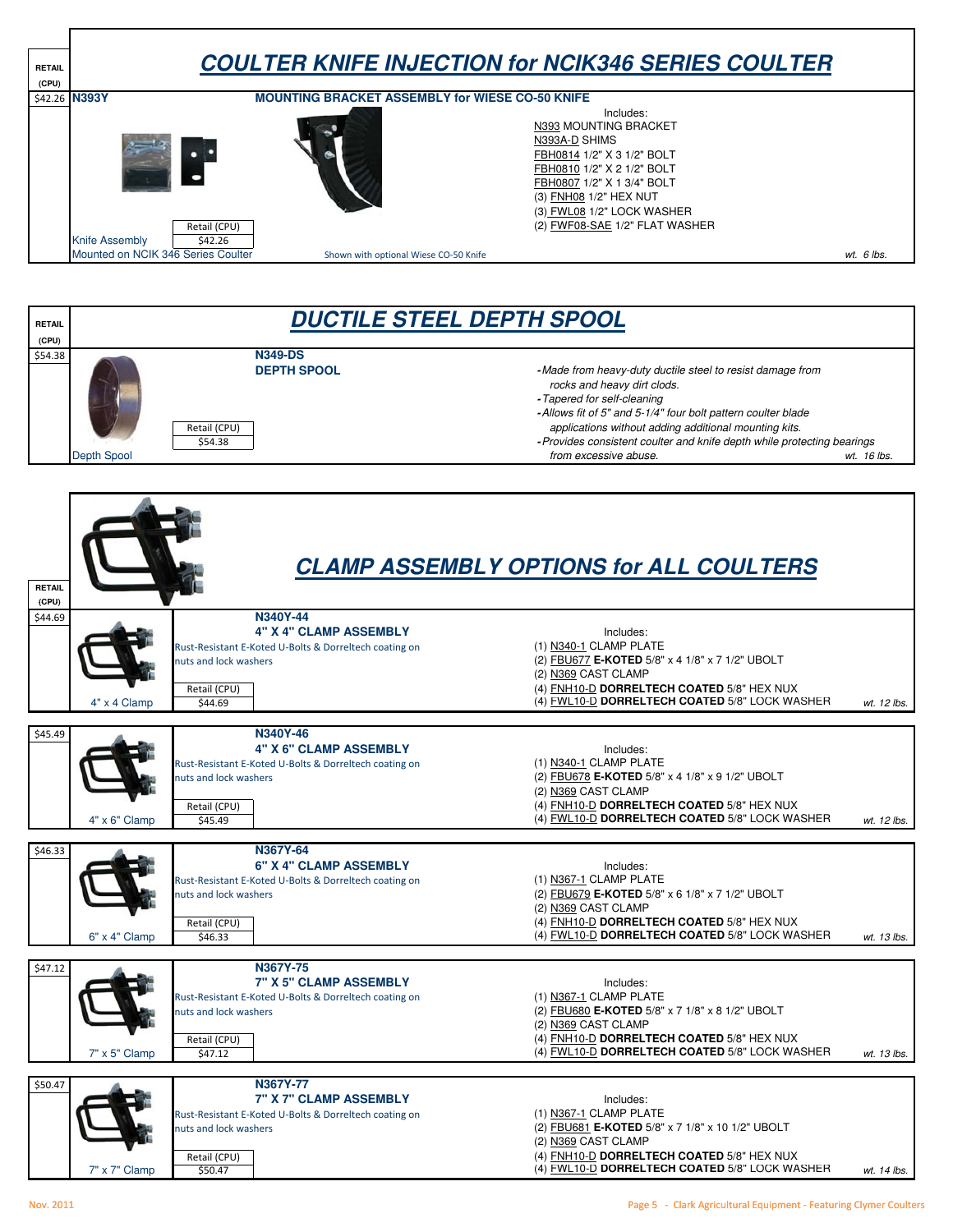# COULTER KNIFE INJECTION for NCIK346 SERIES COULTER

RETAIL (CPU)

$42.26 **N393Y** — **MOUNTING BRACKET ASSEMBLY for WIESE CO-50 KNIFE**

Knife Assembly Mounted on NCIK 346 Series Coulter

Retail (CPU) $42.26

Shown with optional Wiese CO-50 Knife

Includes:
- N393 MOUNTING BRACKET
- N393A-D SHIMS
- FBH0814 1/2" X 3 1/2" BOLT
- FBH0810 1/2" X 2 1/2" BOLT
- FBH0807 1/2" X 1 3/4" BOLT
- (3) FNH08 1/2" HEX NUT
- (3) FWL08 1/2" LOCK WASHER
- (2) FWF08-SAE 1/2" FLAT WASHER

*wt. 6 lbs.*

# DUCTILE STEEL DEPTH SPOOL

RETAIL (CPU)

$54.38 **N349-DS** — **DEPTH SPOOL**

Depth Spool

Retail (CPU) $54.38

- *Made from heavy-duty ductile steel to resist damage from rocks and heavy dirt clods.*
- *Tapered for self-cleaning*
- *Allows fit of 5" and 5-1/4" four bolt pattern coulter blade applications without adding additional mounting kits.*
- *Provides consistent coulter and knife depth while protecting bearings from excessive abuse.*

*wt. 16 lbs.*

# CLAMP ASSEMBLY OPTIONS for ALL COULTERS

RETAIL (CPU)

$44.69 **N340Y-44** — **4" X 4" CLAMP ASSEMBLY**

4" x 4 Clamp

Rust-Resistant E-Koted U-Bolts & Dorreltech coating on nuts and lock washers

Retail (CPU) $44.69

Includes:
- (1) N340-1 CLAMP PLATE
- (2) FBU677 **E-KOTED** 5/8" x 4 1/8" x 7 1/2" UBOLT
- (2) N369 CAST CLAMP
- (4) FNH10-D **DORRELTECH COATED** 5/8" HEX NUX
- (4) FWL10-D **DORRELTECH COATED** 5/8" LOCK WASHER

*wt. 12 lbs.*

$45.49 **N340Y-46** — **4" X 6" CLAMP ASSEMBLY**

4" x 6" Clamp

Rust-Resistant E-Koted U-Bolts & Dorreltech coating on nuts and lock washers

Retail (CPU) $45.49

Includes:
- (1) N340-1 CLAMP PLATE
- (2) FBU678 **E-KOTED** 5/8" x 4 1/8" x 9 1/2" UBOLT
- (2) N369 CAST CLAMP
- (4) FNH10-D **DORRELTECH COATED** 5/8" HEX NUX
- (4) FWL10-D **DORRELTECH COATED** 5/8" LOCK WASHER

*wt. 12 lbs.*

$46.33 **N367Y-64** — **6" X 4" CLAMP ASSEMBLY**

6" x 4" Clamp

Rust-Resistant E-Koted U-Bolts & Dorreltech coating on nuts and lock washers

Retail (CPU) $46.33

Includes:
- (1) N367-1 CLAMP PLATE
- (2) FBU679 **E-KOTED** 5/8" x 6 1/8" x 7 1/2" UBOLT
- (2) N369 CAST CLAMP
- (4) FNH10-D **DORRELTECH COATED** 5/8" HEX NUX
- (4) FWL10-D **DORRELTECH COATED** 5/8" LOCK WASHER

*wt. 13 lbs.*

$47.12 **N367Y-75** — **7" X 5" CLAMP ASSEMBLY**

7" x 5" Clamp

Rust-Resistant E-Koted U-Bolts & Dorreltech coating on nuts and lock washers

Retail (CPU) $47.12

Includes:
- (1) N367-1 CLAMP PLATE
- (2) FBU680 **E-KOTED** 5/8" x 7 1/8" x 8 1/2" UBOLT
- (2) N369 CAST CLAMP
- (4) FNH10-D **DORRELTECH COATED** 5/8" HEX NUX
- (4) FWL10-D **DORRELTECH COATED** 5/8" LOCK WASHER

*wt. 13 lbs.*

$50.47 **N367Y-77** — **7" X 7" CLAMP ASSEMBLY**

7" x 7" Clamp

Rust-Resistant E-Koted U-Bolts & Dorreltech coating on nuts and lock washers

Retail (CPU) $50.47

Includes:
- (1) N367-1 CLAMP PLATE
- (2) FBU681 **E-KOTED** 5/8" x 7 1/8" x 10 1/2" UBOLT
- (2) N369 CAST CLAMP
- (4) FNH10-D **DORRELTECH COATED** 5/8" HEX NUX
- (4) FWL10-D **DORRELTECH COATED** 5/8" LOCK WASHER

*wt. 14 lbs.*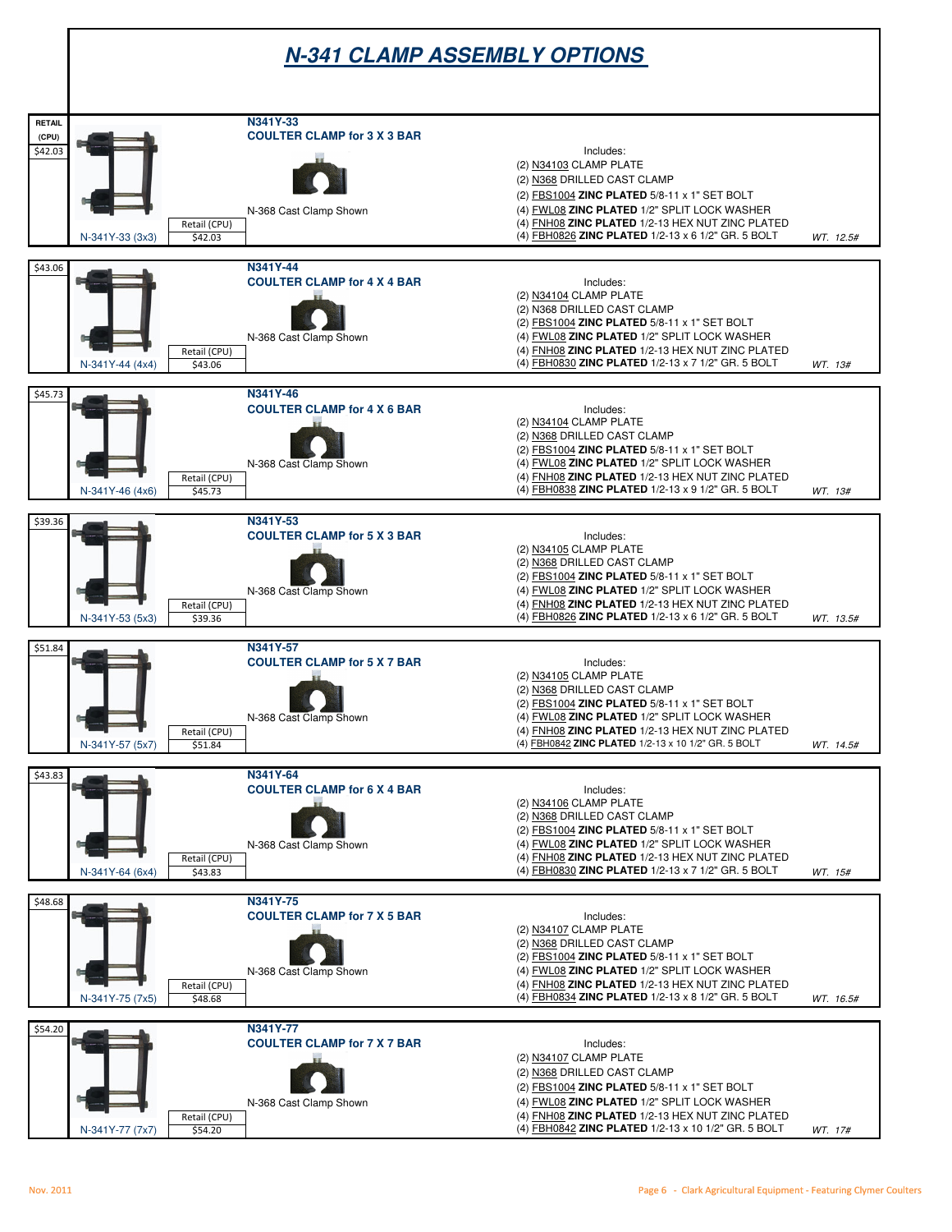# N-341 CLAMP ASSEMBLY OPTIONS

RETAIL (CPU)

---

$42.03

N-341Y-33 (3x3) — Retail (CPU) $42.03

## N341Y-33
### COULTER CLAMP for 3 X 3 BAR

N-368 Cast Clamp Shown

Includes:
- (2) N34103 CLAMP PLATE
- (2) N368 DRILLED CAST CLAMP
- (2) FBS1004 **ZINC PLATED** 5/8-11 x 1" SET BOLT
- (4) FWL08 **ZINC PLATED** 1/2" SPLIT LOCK WASHER
- (4) FNH08 **ZINC PLATED** 1/2-13 HEX NUT ZINC PLATED
- (4) FBH0826 **ZINC PLATED** 1/2-13 x 6 1/2" GR. 5 BOLT

*WT. 12.5#*

---

$43.06

N-341Y-44 (4x4) — Retail (CPU) $43.06

## N341Y-44
### COULTER CLAMP for 4 X 4 BAR

N-368 Cast Clamp Shown

Includes:
- (2) N34104 CLAMP PLATE
- (2) N368 DRILLED CAST CLAMP
- (2) FBS1004 **ZINC PLATED** 5/8-11 x 1" SET BOLT
- (4) FWL08 **ZINC PLATED** 1/2" SPLIT LOCK WASHER
- (4) FNH08 **ZINC PLATED** 1/2-13 HEX NUT ZINC PLATED
- (4) FBH0830 **ZINC PLATED** 1/2-13 x 7 1/2" GR. 5 BOLT

*WT. 13#*

---

$45.73

N-341Y-46 (4x6) — Retail (CPU) $45.73

## N341Y-46
### COULTER CLAMP for 4 X 6 BAR

N-368 Cast Clamp Shown

Includes:
- (2) N34104 CLAMP PLATE
- (2) N368 DRILLED CAST CLAMP
- (2) FBS1004 **ZINC PLATED** 5/8-11 x 1" SET BOLT
- (4) FWL08 **ZINC PLATED** 1/2" SPLIT LOCK WASHER
- (4) FNH08 **ZINC PLATED** 1/2-13 HEX NUT ZINC PLATED
- (4) FBH0838 **ZINC PLATED** 1/2-13 x 9 1/2" GR. 5 BOLT

*WT. 13#*

---

$39.36

N-341Y-53 (5x3) — Retail (CPU) $39.36

## N341Y-53
### COULTER CLAMP for 5 X 3 BAR

N-368 Cast Clamp Shown

Includes:
- (2) N34105 CLAMP PLATE
- (2) N368 DRILLED CAST CLAMP
- (2) FBS1004 **ZINC PLATED** 5/8-11 x 1" SET BOLT
- (4) FWL08 **ZINC PLATED** 1/2" SPLIT LOCK WASHER
- (4) FNH08 **ZINC PLATED** 1/2-13 HEX NUT ZINC PLATED
- (4) FBH0826 **ZINC PLATED** 1/2-13 x 6 1/2" GR. 5 BOLT

*WT. 13.5#*

---

$51.84

N-341Y-57 (5x7) — Retail (CPU) $51.84

## N341Y-57
### COULTER CLAMP for 5 X 7 BAR

N-368 Cast Clamp Shown

Includes:
- (2) N34105 CLAMP PLATE
- (2) N368 DRILLED CAST CLAMP
- (2) FBS1004 **ZINC PLATED** 5/8-11 x 1" SET BOLT
- (4) FWL08 **ZINC PLATED** 1/2" SPLIT LOCK WASHER
- (4) FNH08 **ZINC PLATED** 1/2-13 HEX NUT ZINC PLATED
- (4) FBH0842 **ZINC PLATED** 1/2-13 x 10 1/2" GR. 5 BOLT

*WT. 14.5#*

---

$43.83

N-341Y-64 (6x4) — Retail (CPU) $43.83

## N341Y-64
### COULTER CLAMP for 6 X 4 BAR

N-368 Cast Clamp Shown

Includes:
- (2) N34106 CLAMP PLATE
- (2) N368 DRILLED CAST CLAMP
- (2) FBS1004 **ZINC PLATED** 5/8-11 x 1" SET BOLT
- (4) FWL08 **ZINC PLATED** 1/2" SPLIT LOCK WASHER
- (4) FNH08 **ZINC PLATED** 1/2-13 HEX NUT ZINC PLATED
- (4) FBH0830 **ZINC PLATED** 1/2-13 x 7 1/2" GR. 5 BOLT

*WT. 15#*

---

$48.68

N-341Y-75 (7x5) — Retail (CPU) $48.68

## N341Y-75
### COULTER CLAMP for 7 X 5 BAR

N-368 Cast Clamp Shown

Includes:
- (2) N34107 CLAMP PLATE
- (2) N368 DRILLED CAST CLAMP
- (2) FBS1004 **ZINC PLATED** 5/8-11 x 1" SET BOLT
- (4) FWL08 **ZINC PLATED** 1/2" SPLIT LOCK WASHER
- (4) FNH08 **ZINC PLATED** 1/2-13 HEX NUT ZINC PLATED
- (4) FBH0834 **ZINC PLATED** 1/2-13 x 8 1/2" GR. 5 BOLT

*WT. 16.5#*

---

$54.20

N-341Y-77 (7x7) — Retail (CPU) $54.20

## N341Y-77
### COULTER CLAMP for 7 X 7 BAR

N-368 Cast Clamp Shown

Includes:
- (2) N34107 CLAMP PLATE
- (2) N368 DRILLED CAST CLAMP
- (2) FBS1004 **ZINC PLATED** 5/8-11 x 1" SET BOLT
- (4) FWL08 **ZINC PLATED** 1/2" SPLIT LOCK WASHER
- (4) FNH08 **ZINC PLATED** 1/2-13 HEX NUT ZINC PLATED
- (4) FBH0842 **ZINC PLATED** 1/2-13 x 10 1/2" GR. 5 BOLT

*WT. 17#*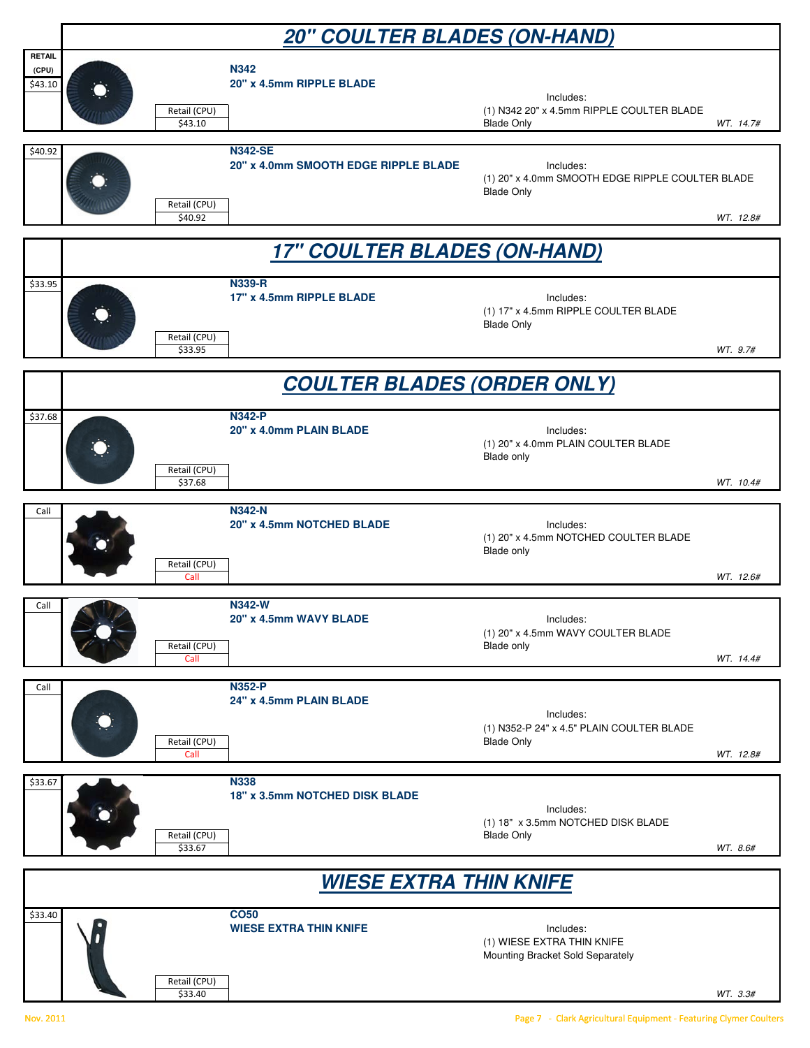## 20" COULTER BLADES (ON-HAND)

| RETAIL (CPU) | Part | Description | Includes | Weight |
|---|---|---|---|---|
| $43.10 | **N342** | **20" x 4.5mm RIPPLE BLADE** | Includes: (1) N342 20" x 4.5mm RIPPLE COULTER BLADE Blade Only | WT. 14.7# |
| $40.92 | **N342-SE** | **20" x 4.0mm SMOOTH EDGE RIPPLE BLADE** | Includes: (1) 20" x 4.0mm SMOOTH EDGE RIPPLE COULTER BLADE Blade Only | WT. 12.8# |

## 17" COULTER BLADES (ON-HAND)

| RETAIL (CPU) | Part | Description | Includes | Weight |
|---|---|---|---|---|
| $33.95 | **N339-R** | **17" x 4.5mm RIPPLE BLADE** | Includes: (1) 17" x 4.5mm RIPPLE COULTER BLADE Blade Only | WT. 9.7# |

## COULTER BLADES (ORDER ONLY)

| RETAIL (CPU) | Part | Description | Includes | Weight |
|---|---|---|---|---|
| $37.68 | **N342-P** | **20" x 4.0mm PLAIN BLADE** | Includes: (1) 20" x 4.0mm PLAIN COULTER BLADE Blade only | WT. 10.4# |
| Call | **N342-N** | **20" x 4.5mm NOTCHED BLADE** | Includes: (1) 20" x 4.5mm NOTCHED COULTER BLADE Blade only | WT. 12.6# |
| Call | **N342-W** | **20" x 4.5mm WAVY BLADE** | Includes: (1) 20" x 4.5mm WAVY COULTER BLADE Blade only | WT. 14.4# |
| Call | **N352-P** | **24" x 4.5mm PLAIN BLADE** | Includes: (1) N352-P 24" x 4.5" PLAIN COULTER BLADE Blade Only | WT. 12.8# |
| $33.67 | **N338** | **18" x 3.5mm NOTCHED DISK BLADE** | Includes: (1) 18" x 3.5mm NOTCHED DISK BLADE Blade Only | WT. 8.6# |

## WIESE EXTRA THIN KNIFE

| RETAIL (CPU) | Part | Description | Includes | Weight |
|---|---|---|---|---|
| $33.40 | **CO50** | **WIESE EXTRA THIN KNIFE** | Includes: (1) WIESE EXTRA THIN KNIFE Mounting Bracket Sold Separately | WT. 3.3# |

Nov. 2011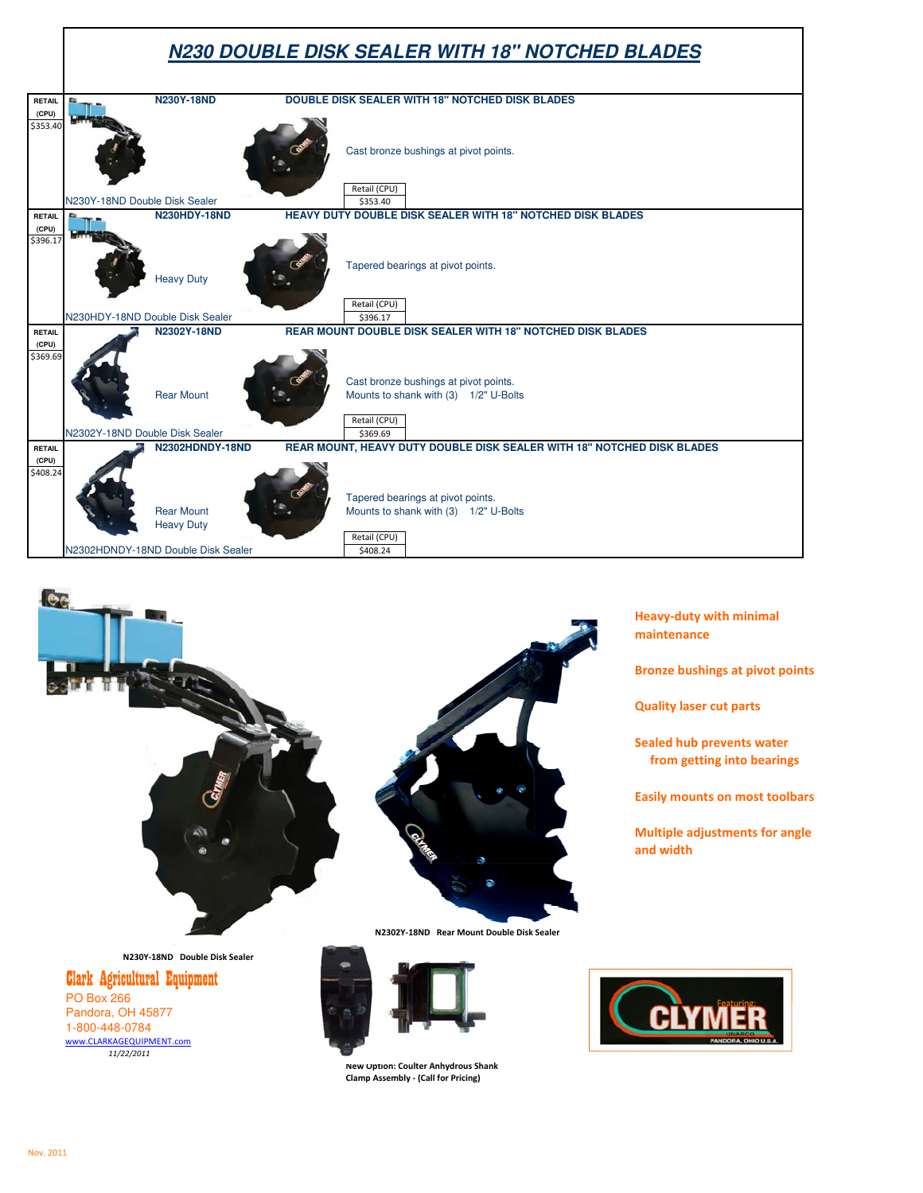# N230 DOUBLE DISK SEALER WITH 18" NOTCHED BLADES

| RETAIL (CPU) | Model | Description | Features | Retail (CPU) |
|---|---|---|---|---|
| $353.40 | N230Y-18ND | DOUBLE DISK SEALER WITH 18" NOTCHED DISK BLADES | Cast bronze bushings at pivot points. | $353.40 |
| | N230Y-18ND Double Disk Sealer | | | |
| $396.17 | N230HDY-18ND (Heavy Duty) | HEAVY DUTY DOUBLE DISK SEALER WITH 18" NOTCHED DISK BLADES | Tapered bearings at pivot points. | $396.17 |
| | N230HDY-18ND Double Disk Sealer | | | |
| $369.69 | N2302Y-18ND (Rear Mount) | REAR MOUNT DOUBLE DISK SEALER WITH 18" NOTCHED DISK BLADES | Cast bronze bushings at pivot points. Mounts to shank with (3) 1/2" U-Bolts | $369.69 |
| | N2302Y-18ND Double Disk Sealer | | | |
| $408.24 | N2302HDNDY-18ND (Rear Mount, Heavy Duty) | REAR MOUNT, HEAVY DUTY DOUBLE DISK SEALER WITH 18" NOTCHED DISK BLADES | Tapered bearings at pivot points. Mounts to shank with (3) 1/2" U-Bolts | $408.24 |
| | N2302HDNDY-18ND Double Disk Sealer | | | |

**Heavy-duty with minimal maintenance**

**Bronze bushings at pivot points**

**Quality laser cut parts**

**Sealed hub prevents water from getting into bearings**

**Easily mounts on most toolbars**

**Multiple adjustments for angle and width**

N230Y-18ND Double Disk Sealer

N2302Y-18ND Rear Mount Double Disk Sealer

New Option: Coulter Anhydrous Shank Clamp Assembly - (Call for Pricing)

**Clark Agricultural Equipment**
PO Box 266
Pandora, OH 45877
1-800-448-0784
www.CLARKAGEQUIPMENT.com
11/22/2011

Featuring: CLYMER UNARCO PANDORA, OHIO U.S.A.

Nov. 2011